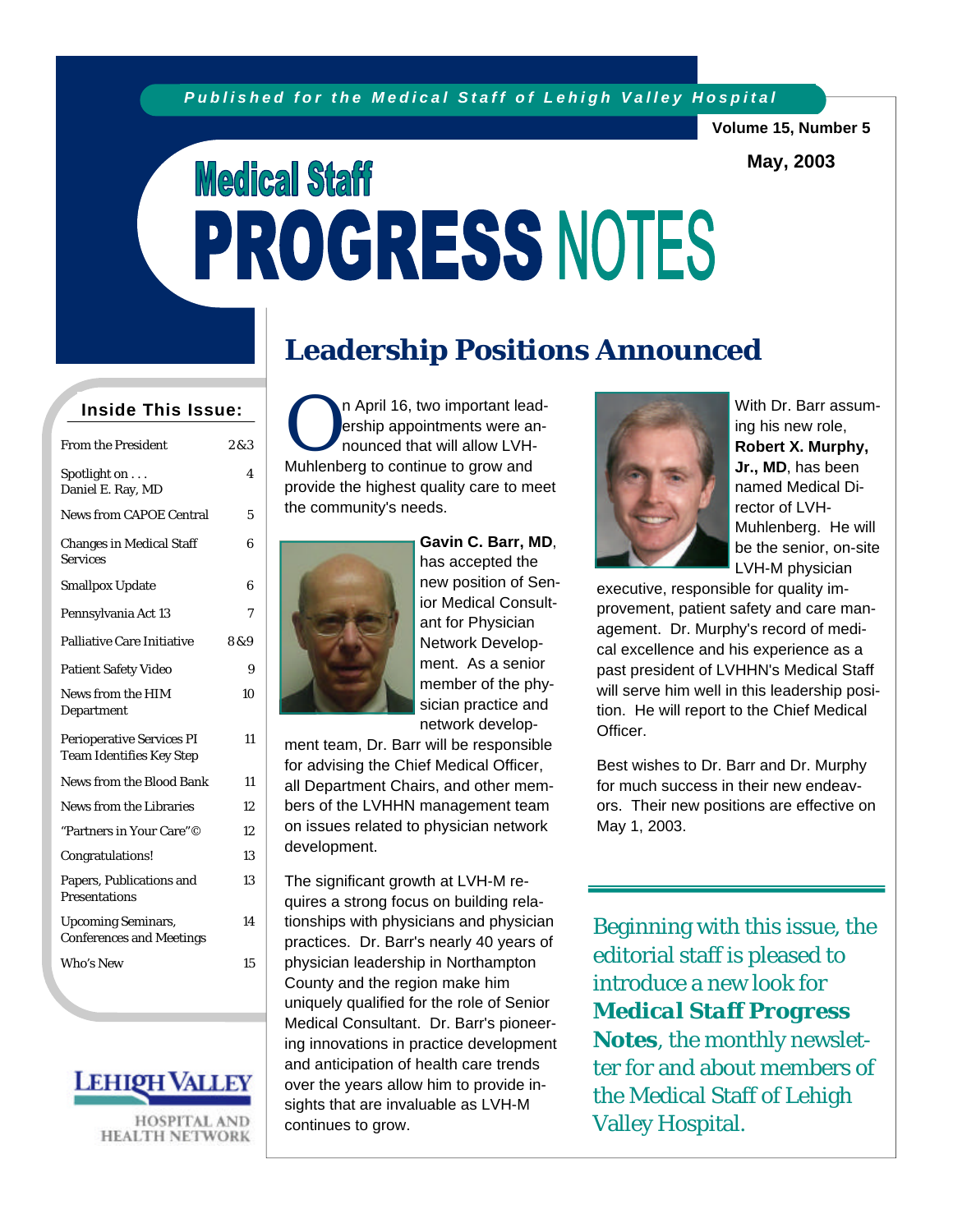*Published for the Medical Staff of Lehigh Valley Hospital*

Volume 15, Number 5

May, 2003

# Medical Staff PROGRESS NOTES

## Inside This Issue:

| | |
|---|---|
| From the President | 2&3 |
| Spotlight on . . . Daniel E. Ray, MD | 4 |
| News from CAPOE Central | 5 |
| Changes in Medical Staff Services | 6 |
| Smallpox Update | 6 |
| Pennsylvania Act 13 | 7 |
| Palliative Care Initiative | 8&9 |
| Patient Safety Video | 9 |
| News from the HIM Department | 10 |
| Perioperative Services PI Team Identifies Key Step | 11 |
| News from the Blood Bank | 11 |
| News from the Libraries | 12 |
| "Partners in Your Care"© | 12 |
| Congratulations! | 13 |
| Papers, Publications and Presentations | 13 |
| Upcoming Seminars, Conferences and Meetings | 14 |
| Who's New | 15 |

LEHIGH VALLEY HOSPITAL AND HEALTH NETWORK

## Leadership Positions Announced

On April 16, two important leadership appointments were announced that will allow LVH-Muhlenberg to continue to grow and provide the highest quality care to meet the community's needs.

**Gavin C. Barr, MD**, has accepted the new position of Senior Medical Consultant for Physician Network Development. As a senior member of the physician practice and network development team, Dr. Barr will be responsible for advising the Chief Medical Officer, all Department Chairs, and other members of the LVHHN management team on issues related to physician network development.

The significant growth at LVH-M requires a strong focus on building relationships with physicians and physician practices. Dr. Barr's nearly 40 years of physician leadership in Northampton County and the region make him uniquely qualified for the role of Senior Medical Consultant. Dr. Barr's pioneering innovations in practice development and anticipation of health care trends over the years allow him to provide insights that are invaluable as LVH-M continues to grow.

With Dr. Barr assuming his new role, **Robert X. Murphy, Jr., MD**, has been named Medical Director of LVH-Muhlenberg. He will be the senior, on-site LVH-M physician executive, responsible for quality improvement, patient safety and care management. Dr. Murphy's record of medical excellence and his experience as a past president of LVHHN's Medical Staff will serve him well in this leadership position. He will report to the Chief Medical Officer.

Best wishes to Dr. Barr and Dr. Murphy for much success in their new endeavors. Their new positions are effective on May 1, 2003.

Beginning with this issue, the editorial staff is pleased to introduce a new look for ***Medical Staff Progress Notes***, the monthly newsletter for and about members of the Medical Staff of Lehigh Valley Hospital.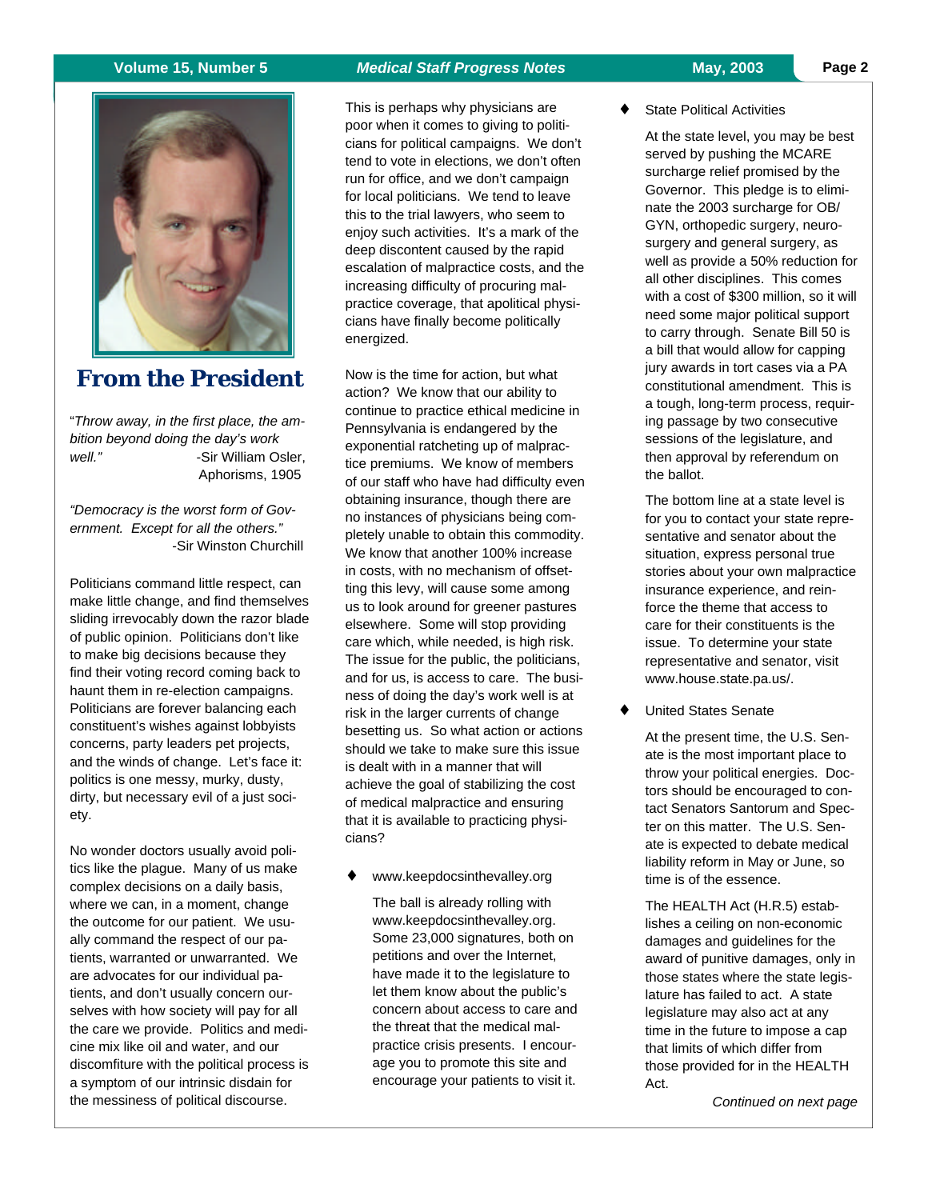## From the President

"*Throw away, in the first place, the ambition beyond doing the day's work well."* -Sir William Osler, Aphorisms, 1905

*"Democracy is the worst form of Government. Except for all the others."* -Sir Winston Churchill

Politicians command little respect, can make little change, and find themselves sliding irrevocably down the razor blade of public opinion. Politicians don't like to make big decisions because they find their voting record coming back to haunt them in re-election campaigns. Politicians are forever balancing each constituent's wishes against lobbyists concerns, party leaders pet projects, and the winds of change. Let's face it: politics is one messy, murky, dusty, dirty, but necessary evil of a just society.

No wonder doctors usually avoid politics like the plague. Many of us make complex decisions on a daily basis, where we can, in a moment, change the outcome for our patient. We usually command the respect of our patients, warranted or unwarranted. We are advocates for our individual patients, and don't usually concern ourselves with how society will pay for all the care we provide. Politics and medicine mix like oil and water, and our discomfiture with the political process is a symptom of our intrinsic disdain for the messiness of political discourse.

This is perhaps why physicians are poor when it comes to giving to politicians for political campaigns. We don't tend to vote in elections, we don't often run for office, and we don't campaign for local politicians. We tend to leave this to the trial lawyers, who seem to enjoy such activities. It's a mark of the deep discontent caused by the rapid escalation of malpractice costs, and the increasing difficulty of procuring malpractice coverage, that apolitical physicians have finally become politically energized.

Now is the time for action, but what action? We know that our ability to continue to practice ethical medicine in Pennsylvania is endangered by the exponential ratcheting up of malpractice premiums. We know of members of our staff who have had difficulty even obtaining insurance, though there are no instances of physicians being completely unable to obtain this commodity. We know that another 100% increase in costs, with no mechanism of offsetting this levy, will cause some among us to look around for greener pastures elsewhere. Some will stop providing care which, while needed, is high risk. The issue for the public, the politicians, and for us, is access to care. The business of doing the day's work well is at risk in the larger currents of change besetting us. So what action or actions should we take to make sure this issue is dealt with in a manner that will achieve the goal of stabilizing the cost of medical malpractice and ensuring that it is available to practicing physicians?

- www.keepdocsinthevalley.org

  The ball is already rolling with www.keepdocsinthevalley.org. Some 23,000 signatures, both on petitions and over the Internet, have made it to the legislature to let them know about the public's concern about access to care and the threat that the medical malpractice crisis presents. I encourage you to promote this site and encourage your patients to visit it.

- State Political Activities

  At the state level, you may be best served by pushing the MCARE surcharge relief promised by the Governor. This pledge is to eliminate the 2003 surcharge for OB/GYN, orthopedic surgery, neurosurgery and general surgery, as well as provide a 50% reduction for all other disciplines. This comes with a cost of $300 million, so it will need some major political support to carry through. Senate Bill 50 is a bill that would allow for capping jury awards in tort cases via a PA constitutional amendment. This is a tough, long-term process, requiring passage by two consecutive sessions of the legislature, and then approval by referendum on the ballot.

  The bottom line at a state level is for you to contact your state representative and senator about the situation, express personal true stories about your own malpractice insurance experience, and reinforce the theme that access to care for their constituents is the issue. To determine your state representative and senator, visit www.house.state.pa.us/.

- United States Senate

  At the present time, the U.S. Senate is the most important place to throw your political energies. Doctors should be encouraged to contact Senators Santorum and Specter on this matter. The U.S. Senate is expected to debate medical liability reform in May or June, so time is of the essence.

  The HEALTH Act (H.R.5) establishes a ceiling on non-economic damages and guidelines for the award of punitive damages, only in those states where the state legislature has failed to act. A state legislature may also act at any time in the future to impose a cap that limits of which differ from those provided for in the HEALTH Act.

*Continued on next page*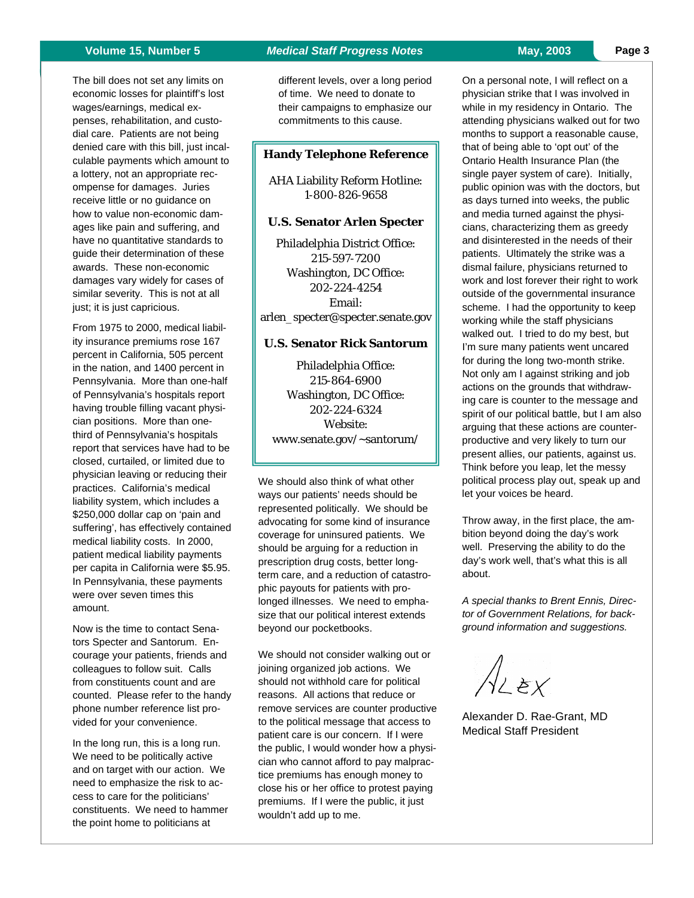The bill does not set any limits on economic losses for plaintiff's lost wages/earnings, medical expenses, rehabilitation, and custodial care. Patients are not being denied care with this bill, just incalculable payments which amount to a lottery, not an appropriate recompense for damages. Juries receive little or no guidance on how to value non-economic damages like pain and suffering, and have no quantitative standards to guide their determination of these awards. These non-economic damages vary widely for cases of similar severity. This is not at all just; it is just capricious.

From 1975 to 2000, medical liability insurance premiums rose 167 percent in California, 505 percent in the nation, and 1400 percent in Pennsylvania. More than one-half of Pennsylvania's hospitals report having trouble filling vacant physician positions. More than one-third of Pennsylvania's hospitals report that services have had to be closed, curtailed, or limited due to physician leaving or reducing their practices. California's medical liability system, which includes a $250,000 dollar cap on 'pain and suffering', has effectively contained medical liability costs. In 2000, patient medical liability payments per capita in California were $5.95. In Pennsylvania, these payments were over seven times this amount.

Now is the time to contact Senators Specter and Santorum. Encourage your patients, friends and colleagues to follow suit. Calls from constituents count and are counted. Please refer to the handy phone number reference list provided for your convenience.

In the long run, this is a long run. We need to be politically active and on target with our action. We need to emphasize the risk to access to care for the politicians' constituents. We need to hammer the point home to politicians at different levels, over a long period of time. We need to donate to their campaigns to emphasize our commitments to this cause.

**Handy Telephone Reference**

AHA Liability Reform Hotline:
1-800-826-9658

**U.S. Senator Arlen Specter**

Philadelphia District Office:
215-597-7200
Washington, DC Office:
202-224-4254
Email:
arlen_specter@specter.senate.gov

**U.S. Senator Rick Santorum**

Philadelphia Office:
215-864-6900
Washington, DC Office:
202-224-6324
Website:
www.senate.gov/~santorum/

We should also think of what other ways our patients' needs should be represented politically. We should be advocating for some kind of insurance coverage for uninsured patients. We should be arguing for a reduction in prescription drug costs, better long-term care, and a reduction of catastrophic payouts for patients with prolonged illnesses. We need to emphasize that our political interest extends beyond our pocketbooks.

We should not consider walking out or joining organized job actions. We should not withhold care for political reasons. All actions that reduce or remove services are counter productive to the political message that access to patient care is our concern. If I were the public, I would wonder how a physician who cannot afford to pay malpractice premiums has enough money to close his or her office to protest paying premiums. If I were the public, it just wouldn't add up to me.

On a personal note, I will reflect on a physician strike that I was involved in while in my residency in Ontario. The attending physicians walked out for two months to support a reasonable cause, that of being able to 'opt out' of the Ontario Health Insurance Plan (the single payer system of care). Initially, public opinion was with the doctors, but as days turned into weeks, the public and media turned against the physicians, characterizing them as greedy and disinterested in the needs of their patients. Ultimately the strike was a dismal failure, physicians returned to work and lost forever their right to work outside of the governmental insurance scheme. I had the opportunity to keep working while the staff physicians walked out. I tried to do my best, but I'm sure many patients went uncared for during the long two-month strike. Not only am I against striking and job actions on the grounds that withdrawing care is counter to the message and spirit of our political battle, but I am also arguing that these actions are counter-productive and very likely to turn our present allies, our patients, against us. Think before you leap, let the messy political process play out, speak up and let your voices be heard.

Throw away, in the first place, the ambition beyond doing the day's work well. Preserving the ability to do the day's work well, that's what this is all about.

*A special thanks to Brent Ennis, Director of Government Relations, for background information and suggestions.*

Alex

Alexander D. Rae-Grant, MD
Medical Staff President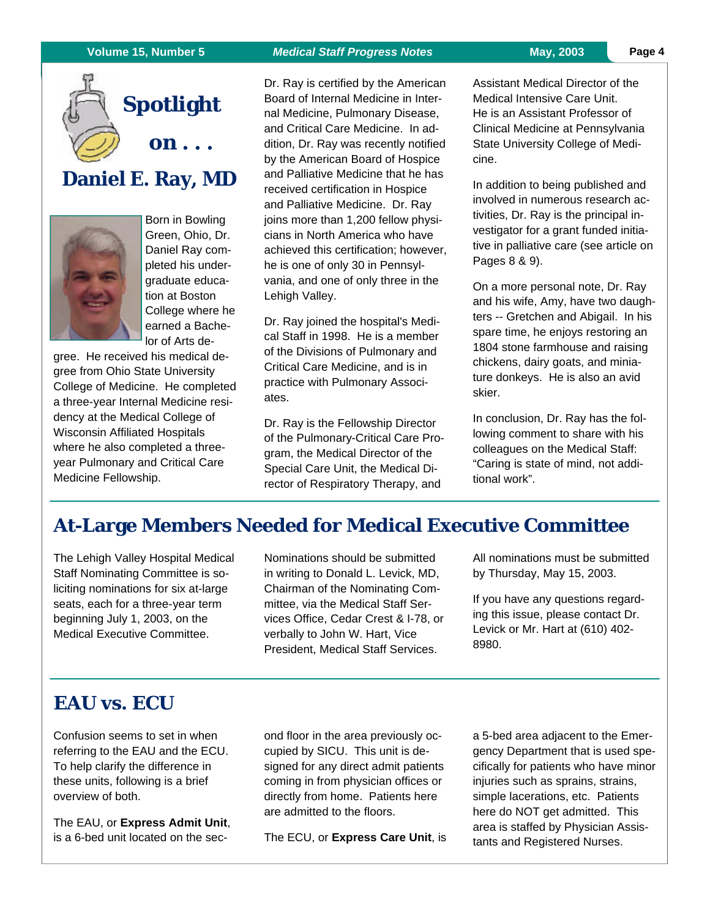# Spotlight on . . .

## Daniel E. Ray, MD

Born in Bowling Green, Ohio, Dr. Daniel Ray completed his undergraduate education at Boston College where he earned a Bachelor of Arts degree. He received his medical degree from Ohio State University College of Medicine. He completed a three-year Internal Medicine residency at the Medical College of Wisconsin Affiliated Hospitals where he also completed a three-year Pulmonary and Critical Care Medicine Fellowship.

Dr. Ray is certified by the American Board of Internal Medicine in Internal Medicine, Pulmonary Disease, and Critical Care Medicine. In addition, Dr. Ray was recently notified by the American Board of Hospice and Palliative Medicine that he has received certification in Hospice and Palliative Medicine. Dr. Ray joins more than 1,200 fellow physicians in North America who have achieved this certification; however, he is one of only 30 in Pennsylvania, and one of only three in the Lehigh Valley.

Dr. Ray joined the hospital's Medical Staff in 1998. He is a member of the Divisions of Pulmonary and Critical Care Medicine, and is in practice with Pulmonary Associates.

Dr. Ray is the Fellowship Director of the Pulmonary-Critical Care Program, the Medical Director of the Special Care Unit, the Medical Director of Respiratory Therapy, and Assistant Medical Director of the Medical Intensive Care Unit. He is an Assistant Professor of Clinical Medicine at Pennsylvania State University College of Medicine.

In addition to being published and involved in numerous research activities, Dr. Ray is the principal investigator for a grant funded initiative in palliative care (see article on Pages 8 & 9).

On a more personal note, Dr. Ray and his wife, Amy, have two daughters -- Gretchen and Abigail. In his spare time, he enjoys restoring an 1804 stone farmhouse and raising chickens, dairy goats, and miniature donkeys. He is also an avid skier.

In conclusion, Dr. Ray has the following comment to share with his colleagues on the Medical Staff: "Caring is state of mind, not additional work".

## At-Large Members Needed for Medical Executive Committee

The Lehigh Valley Hospital Medical Staff Nominating Committee is soliciting nominations for six at-large seats, each for a three-year term beginning July 1, 2003, on the Medical Executive Committee.

Nominations should be submitted in writing to Donald L. Levick, MD, Chairman of the Nominating Committee, via the Medical Staff Services Office, Cedar Crest & I-78, or verbally to John W. Hart, Vice President, Medical Staff Services.

All nominations must be submitted by Thursday, May 15, 2003.

If you have any questions regarding this issue, please contact Dr. Levick or Mr. Hart at (610) 402-8980.

## EAU vs. ECU

Confusion seems to set in when referring to the EAU and the ECU. To help clarify the difference in these units, following is a brief overview of both.

The EAU, or **Express Admit Unit**, is a 6-bed unit located on the second floor in the area previously occupied by SICU. This unit is designed for any direct admit patients coming in from physician offices or directly from home. Patients here are admitted to the floors.

The ECU, or **Express Care Unit**, is a 5-bed area adjacent to the Emergency Department that is used specifically for patients who have minor injuries such as sprains, strains, simple lacerations, etc. Patients here do NOT get admitted. This area is staffed by Physician Assistants and Registered Nurses.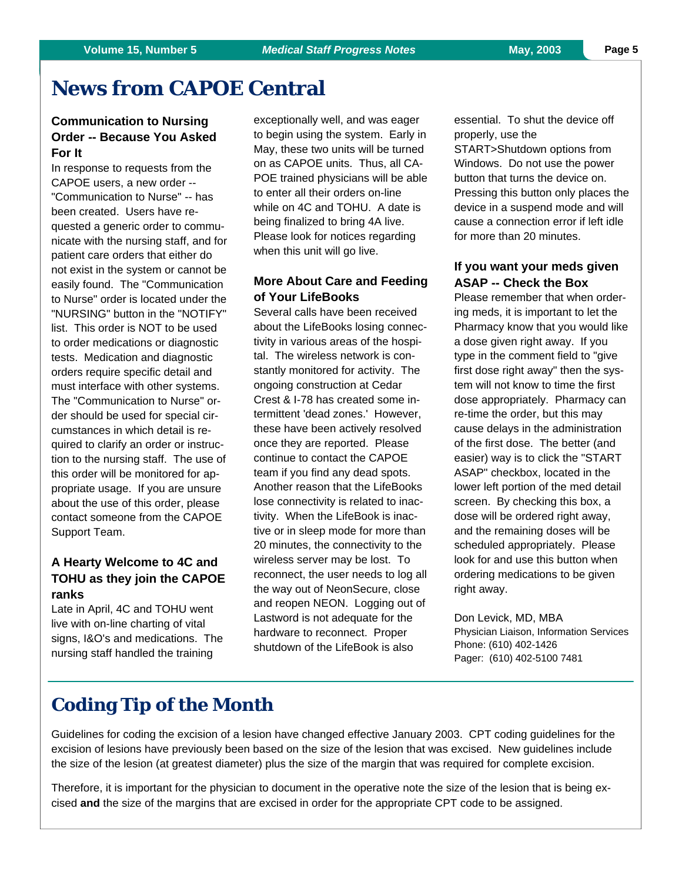# News from CAPOE Central

### Communication to Nursing Order -- Because You Asked For It

In response to requests from the CAPOE users, a new order -- "Communication to Nurse" -- has been created. Users have requested a generic order to communicate with the nursing staff, and for patient care orders that either do not exist in the system or cannot be easily found. The "Communication to Nurse" order is located under the "NURSING" button in the "NOTIFY" list. This order is NOT to be used to order medications or diagnostic tests. Medication and diagnostic orders require specific detail and must interface with other systems. The "Communication to Nurse" order should be used for special circumstances in which detail is required to clarify an order or instruction to the nursing staff. The use of this order will be monitored for appropriate usage. If you are unsure about the use of this order, please contact someone from the CAPOE Support Team.

### A Hearty Welcome to 4C and TOHU as they join the CAPOE ranks

Late in April, 4C and TOHU went live with on-line charting of vital signs, I&O's and medications. The nursing staff handled the training exceptionally well, and was eager to begin using the system. Early in May, these two units will be turned on as CAPOE units. Thus, all CAPOE trained physicians will be able to enter all their orders on-line while on 4C and TOHU. A date is being finalized to bring 4A live. Please look for notices regarding when this unit will go live.

### More About Care and Feeding of Your LifeBooks

Several calls have been received about the LifeBooks losing connectivity in various areas of the hospital. The wireless network is constantly monitored for activity. The ongoing construction at Cedar Crest & I-78 has created some intermittent 'dead zones.' However, these have been actively resolved once they are reported. Please continue to contact the CAPOE team if you find any dead spots. Another reason that the LifeBooks lose connectivity is related to inactivity. When the LifeBook is inactive or in sleep mode for more than 20 minutes, the connectivity to the wireless server may be lost. To reconnect, the user needs to log all the way out of NeonSecure, close and reopen NEON. Logging out of Lastword is not adequate for the hardware to reconnect. Proper shutdown of the LifeBook is also essential. To shut the device off properly, use the START>Shutdown options from Windows. Do not use the power button that turns the device on. Pressing this button only places the device in a suspend mode and will cause a connection error if left idle for more than 20 minutes.

### If you want your meds given ASAP -- Check the Box

Please remember that when ordering meds, it is important to let the Pharmacy know that you would like a dose given right away. If you type in the comment field to "give first dose right away" then the system will not know to time the first dose appropriately. Pharmacy can re-time the order, but this may cause delays in the administration of the first dose. The better (and easier) way is to click the "START ASAP" checkbox, located in the lower left portion of the med detail screen. By checking this box, a dose will be ordered right away, and the remaining doses will be scheduled appropriately. Please look for and use this button when ordering medications to be given right away.

Don Levick, MD, MBA
Physician Liaison, Information Services
Phone: (610) 402-1426
Pager: (610) 402-5100 7481

# Coding Tip of the Month

Guidelines for coding the excision of a lesion have changed effective January 2003. CPT coding guidelines for the excision of lesions have previously been based on the size of the lesion that was excised. New guidelines include the size of the lesion (at greatest diameter) plus the size of the margin that was required for complete excision.

Therefore, it is important for the physician to document in the operative note the size of the lesion that is being excised **and** the size of the margins that are excised in order for the appropriate CPT code to be assigned.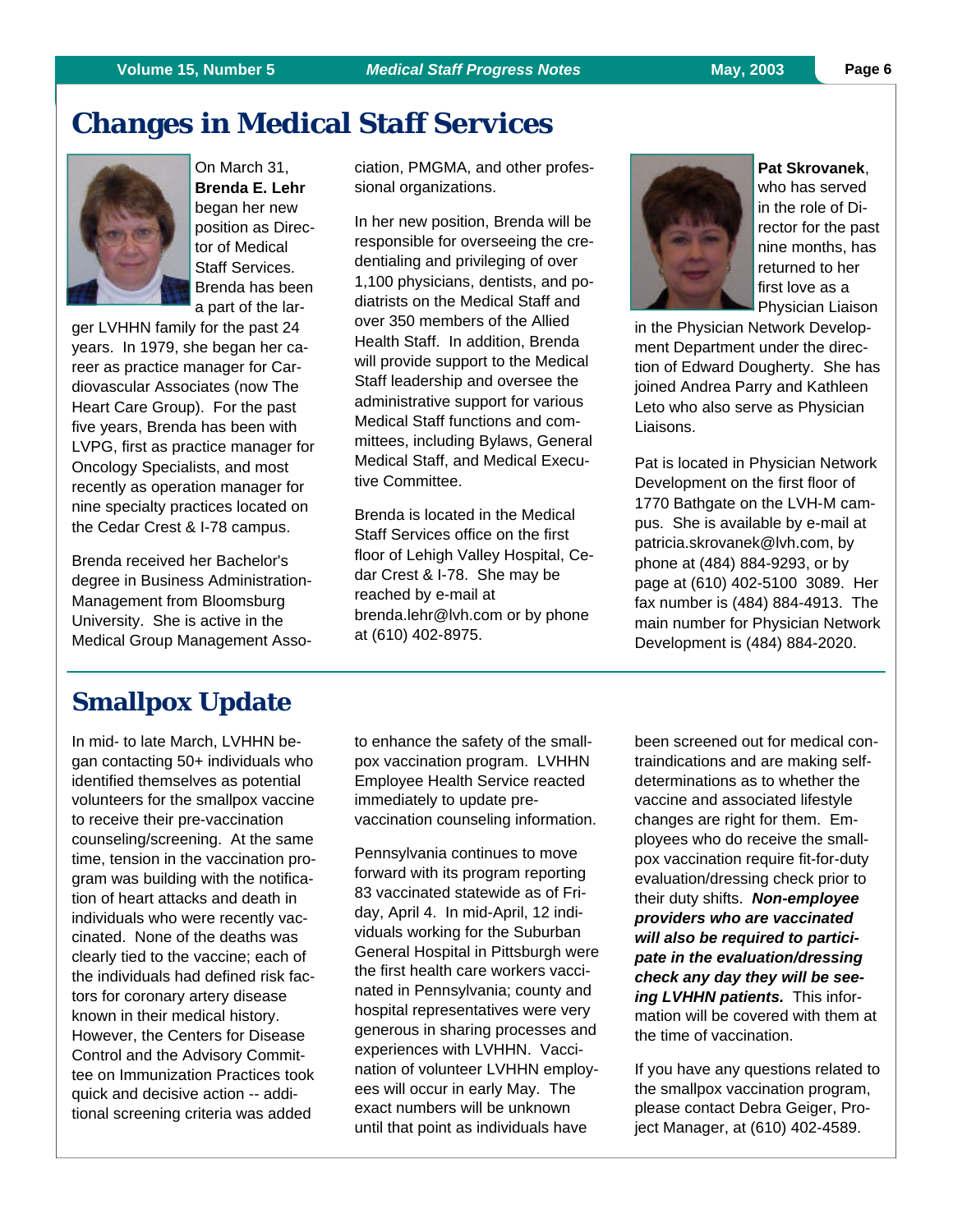# Changes in Medical Staff Services

On March 31, **Brenda E. Lehr** began her new position as Director of Medical Staff Services. Brenda has been a part of the larger LVHHN family for the past 24 years. In 1979, she began her career as practice manager for Cardiovascular Associates (now The Heart Care Group). For the past five years, Brenda has been with LVPG, first as practice manager for Oncology Specialists, and most recently as operation manager for nine specialty practices located on the Cedar Crest & I-78 campus.

Brenda received her Bachelor's degree in Business Administration-Management from Bloomsburg University. She is active in the Medical Group Management Association, PMGMA, and other professional organizations.

In her new position, Brenda will be responsible for overseeing the credentialing and privileging of over 1,100 physicians, dentists, and podiatrists on the Medical Staff and over 350 members of the Allied Health Staff. In addition, Brenda will provide support to the Medical Staff leadership and oversee the administrative support for various Medical Staff functions and committees, including Bylaws, General Medical Staff, and Medical Executive Committee.

Brenda is located in the Medical Staff Services office on the first floor of Lehigh Valley Hospital, Cedar Crest & I-78. She may be reached by e-mail at brenda.lehr@lvh.com or by phone at (610) 402-8975.

**Pat Skrovanek**, who has served in the role of Director for the past nine months, has returned to her first love as a Physician Liaison in the Physician Network Development Department under the direction of Edward Dougherty. She has joined Andrea Parry and Kathleen Leto who also serve as Physician Liaisons.

Pat is located in Physician Network Development on the first floor of 1770 Bathgate on the LVH-M campus. She is available by e-mail at patricia.skrovanek@lvh.com, by phone at (484) 884-9293, or by page at (610) 402-5100 3089. Her fax number is (484) 884-4913. The main number for Physician Network Development is (484) 884-2020.

# Smallpox Update

In mid- to late March, LVHHN began contacting 50+ individuals who identified themselves as potential volunteers for the smallpox vaccine to receive their pre-vaccination counseling/screening. At the same time, tension in the vaccination program was building with the notification of heart attacks and death in individuals who were recently vaccinated. None of the deaths was clearly tied to the vaccine; each of the individuals had defined risk factors for coronary artery disease known in their medical history. However, the Centers for Disease Control and the Advisory Committee on Immunization Practices took quick and decisive action -- additional screening criteria was added to enhance the safety of the smallpox vaccination program. LVHHN Employee Health Service reacted immediately to update pre-vaccination counseling information.

Pennsylvania continues to move forward with its program reporting 83 vaccinated statewide as of Friday, April 4. In mid-April, 12 individuals working for the Suburban General Hospital in Pittsburgh were the first health care workers vaccinated in Pennsylvania; county and hospital representatives were very generous in sharing processes and experiences with LVHHN. Vaccination of volunteer LVHHN employees will occur in early May. The exact numbers will be unknown until that point as individuals have been screened out for medical contraindications and are making self-determinations as to whether the vaccine and associated lifestyle changes are right for them. Employees who do receive the smallpox vaccination require fit-for-duty evaluation/dressing check prior to their duty shifts. ***Non-employee providers who are vaccinated will also be required to participate in the evaluation/dressing check any day they will be seeing LVHHN patients.*** This information will be covered with them at the time of vaccination.

If you have any questions related to the smallpox vaccination program, please contact Debra Geiger, Project Manager, at (610) 402-4589.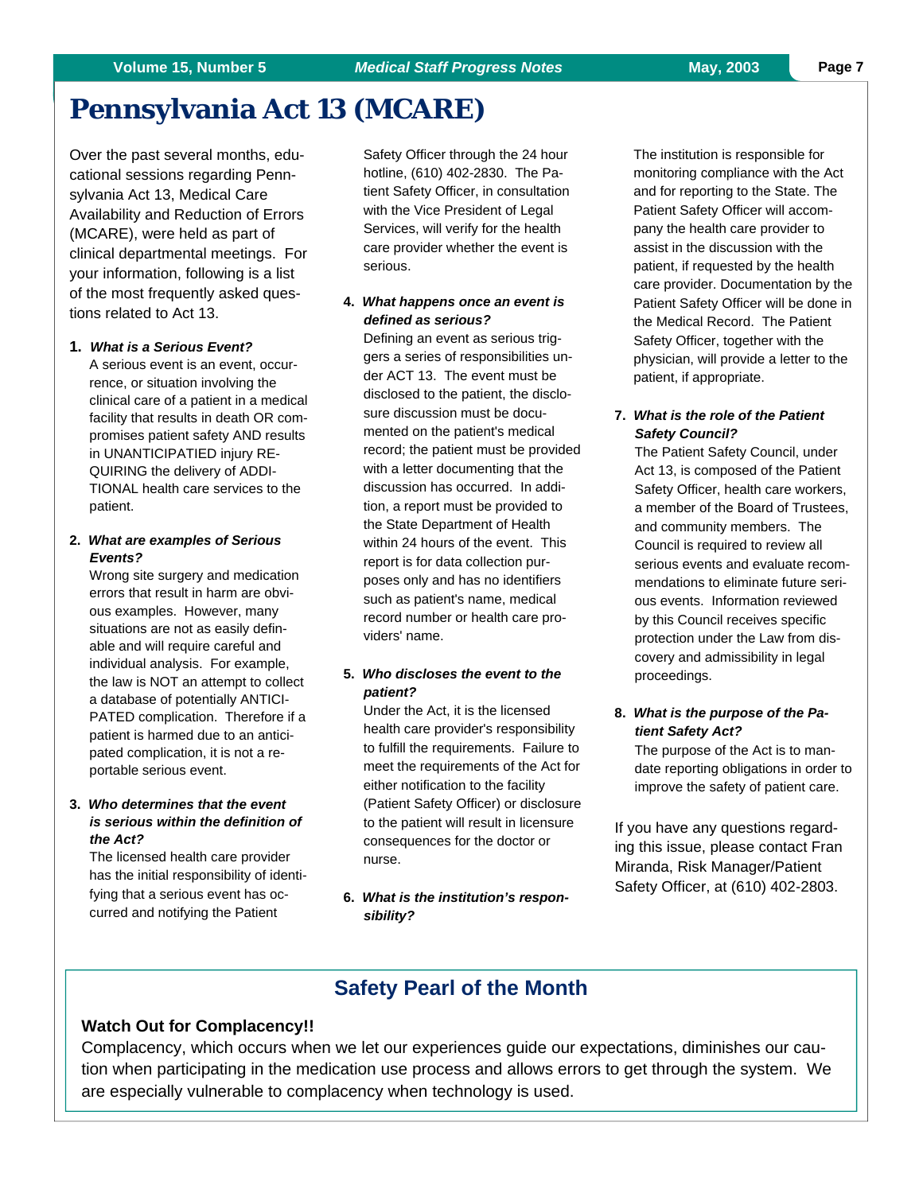# Pennsylvania Act 13 (MCARE)

Over the past several months, educational sessions regarding Pennsylvania Act 13, Medical Care Availability and Reduction of Errors (MCARE), were held as part of clinical departmental meetings. For your information, following is a list of the most frequently asked questions related to Act 13.

1. ***What is a Serious Event?***
   A serious event is an event, occurrence, or situation involving the clinical care of a patient in a medical facility that results in death OR compromises patient safety AND results in UNANTICIPATIED injury REQUIRING the delivery of ADDITIONAL health care services to the patient.

2. ***What are examples of Serious Events?***
   Wrong site surgery and medication errors that result in harm are obvious examples. However, many situations are not as easily definable and will require careful and individual analysis. For example, the law is NOT an attempt to collect a database of potentially ANTICIPATED complication. Therefore if a patient is harmed due to an anticipated complication, it is not a reportable serious event.

3. ***Who determines that the event is serious within the definition of the Act?***
   The licensed health care provider has the initial responsibility of identifying that a serious event has occurred and notifying the Patient Safety Officer through the 24 hour hotline, (610) 402-2830. The Patient Safety Officer, in consultation with the Vice President of Legal Services, will verify for the health care provider whether the event is serious.

4. ***What happens once an event is defined as serious?***
   Defining an event as serious triggers a series of responsibilities under ACT 13. The event must be disclosed to the patient, the disclosure discussion must be documented on the patient's medical record; the patient must be provided with a letter documenting that the discussion has occurred. In addition, a report must be provided to the State Department of Health within 24 hours of the event. This report is for data collection purposes only and has no identifiers such as patient's name, medical record number or health care providers' name.

5. ***Who discloses the event to the patient?***
   Under the Act, it is the licensed health care provider's responsibility to fulfill the requirements. Failure to meet the requirements of the Act for either notification to the facility (Patient Safety Officer) or disclosure to the patient will result in licensure consequences for the doctor or nurse.

6. ***What is the institution's responsibility?***
   The institution is responsible for monitoring compliance with the Act and for reporting to the State. The Patient Safety Officer will accompany the health care provider to assist in the discussion with the patient, if requested by the health care provider. Documentation by the Patient Safety Officer will be done in the Medical Record. The Patient Safety Officer, together with the physician, will provide a letter to the patient, if appropriate.

7. ***What is the role of the Patient Safety Council?***
   The Patient Safety Council, under Act 13, is composed of the Patient Safety Officer, health care workers, a member of the Board of Trustees, and community members. The Council is required to review all serious events and evaluate recommendations to eliminate future serious events. Information reviewed by this Council receives specific protection under the Law from discovery and admissibility in legal proceedings.

8. ***What is the purpose of the Patient Safety Act?***
   The purpose of the Act is to mandate reporting obligations in order to improve the safety of patient care.

If you have any questions regarding this issue, please contact Fran Miranda, Risk Manager/Patient Safety Officer, at (610) 402-2803.

## Safety Pearl of the Month

**Watch Out for Complacency!!**

Complacency, which occurs when we let our experiences guide our expectations, diminishes our caution when participating in the medication use process and allows errors to get through the system. We are especially vulnerable to complacency when technology is used.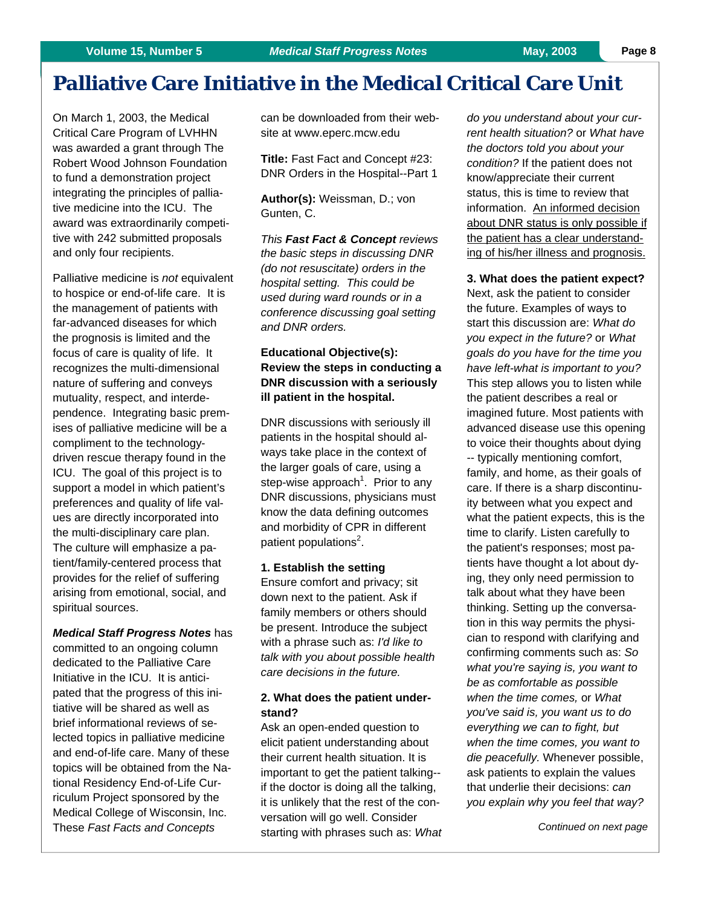# Palliative Care Initiative in the Medical Critical Care Unit

On March 1, 2003, the Medical Critical Care Program of LVHHN was awarded a grant through The Robert Wood Johnson Foundation to fund a demonstration project integrating the principles of palliative medicine into the ICU. The award was extraordinarily competitive with 242 submitted proposals and only four recipients.

Palliative medicine is *not* equivalent to hospice or end-of-life care. It is the management of patients with far-advanced diseases for which the prognosis is limited and the focus of care is quality of life. It recognizes the multi-dimensional nature of suffering and conveys mutuality, respect, and interdependence. Integrating basic premises of palliative medicine will be a compliment to the technology-driven rescue therapy found in the ICU. The goal of this project is to support a model in which patient's preferences and quality of life values are directly incorporated into the multi-disciplinary care plan. The culture will emphasize a patient/family-centered process that provides for the relief of suffering arising from emotional, social, and spiritual sources.

***Medical Staff Progress Notes*** has committed to an ongoing column dedicated to the Palliative Care Initiative in the ICU. It is anticipated that the progress of this initiative will be shared as well as brief informational reviews of selected topics in palliative medicine and end-of-life care. Many of these topics will be obtained from the National Residency End-of-Life Curriculum Project sponsored by the Medical College of Wisconsin, Inc. These *Fast Facts and Concepts* can be downloaded from their website at www.eperc.mcw.edu

**Title:** Fast Fact and Concept #23: DNR Orders in the Hospital--Part 1

**Author(s):** Weissman, D.; von Gunten, C.

*This **Fast Fact & Concept** reviews the basic steps in discussing DNR (do not resuscitate) orders in the hospital setting. This could be used during ward rounds or in a conference discussing goal setting and DNR orders.*

**Educational Objective(s): Review the steps in conducting a DNR discussion with a seriously ill patient in the hospital.**

DNR discussions with seriously ill patients in the hospital should always take place in the context of the larger goals of care, using a step-wise approach[1]. Prior to any DNR discussions, physicians must know the data defining outcomes and morbidity of CPR in different patient populations[2].

**1. Establish the setting**
Ensure comfort and privacy; sit down next to the patient. Ask if family members or others should be present. Introduce the subject with a phrase such as: *I'd like to talk with you about possible health care decisions in the future.*

**2. What does the patient understand?**
Ask an open-ended question to elicit patient understanding about their current health situation. It is important to get the patient talking--if the doctor is doing all the talking, it is unlikely that the rest of the conversation will go well. Consider starting with phrases such as: *What do you understand about your current health situation?* or *What have the doctors told you about your condition?* If the patient does not know/appreciate their current status, this is time to review that information. <u>An informed decision about DNR status is only possible if the patient has a clear understanding of his/her illness and prognosis.</u>

**3. What does the patient expect?**
Next, ask the patient to consider the future. Examples of ways to start this discussion are: *What do you expect in the future?* or *What goals do you have for the time you have left-what is important to you?* This step allows you to listen while the patient describes a real or imagined future. Most patients with advanced disease use this opening to voice their thoughts about dying -- typically mentioning comfort, family, and home, as their goals of care. If there is a sharp discontinuity between what you expect and what the patient expects, this is the time to clarify. Listen carefully to the patient's responses; most patients have thought a lot about dying, they only need permission to talk about what they have been thinking. Setting up the conversation in this way permits the physician to respond with clarifying and confirming comments such as: *So what you're saying is, you want to be as comfortable as possible when the time comes,* or *What you've said is, you want us to do everything we can to fight, but when the time comes, you want to die peacefully.* Whenever possible, ask patients to explain the values that underlie their decisions: *can you explain why you feel that way?*

*Continued on next page*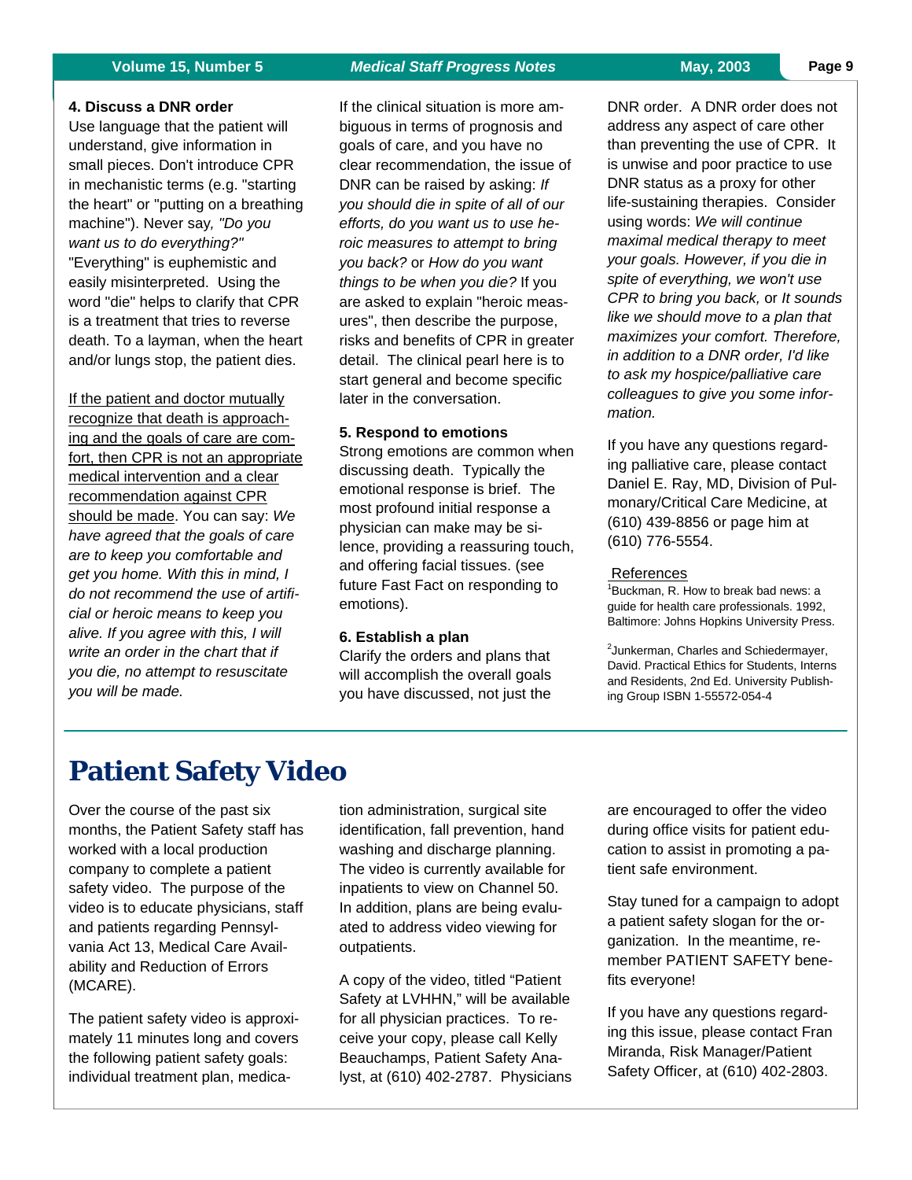**4. Discuss a DNR order**

Use language that the patient will understand, give information in small pieces. Don't introduce CPR in mechanistic terms (e.g. "starting the heart" or "putting on a breathing machine"). Never say*, "Do you want us to do everything?"* "Everything" is euphemistic and easily misinterpreted. Using the word "die" helps to clarify that CPR is a treatment that tries to reverse death. To a layman, when the heart and/or lungs stop, the patient dies.

<u>If the patient and doctor mutually recognize that death is approaching and the goals of care are comfort, then CPR is not an appropriate medical intervention and a clear recommendation against CPR should be made</u>. You can say: *We have agreed that the goals of care are to keep you comfortable and get you home. With this in mind, I do not recommend the use of artificial or heroic means to keep you alive. If you agree with this, I will write an order in the chart that if you die, no attempt to resuscitate you will be made.*

If the clinical situation is more ambiguous in terms of prognosis and goals of care, and you have no clear recommendation, the issue of DNR can be raised by asking: *If you should die in spite of all of our efforts, do you want us to use heroic measures to attempt to bring you back?* or *How do you want things to be when you die?* If you are asked to explain "heroic measures", then describe the purpose, risks and benefits of CPR in greater detail. The clinical pearl here is to start general and become specific later in the conversation.

**5. Respond to emotions**

Strong emotions are common when discussing death. Typically the emotional response is brief. The most profound initial response a physician can make may be silence, providing a reassuring touch, and offering facial tissues. (see future Fast Fact on responding to emotions).

**6. Establish a plan**

Clarify the orders and plans that will accomplish the overall goals you have discussed, not just the DNR order. A DNR order does not address any aspect of care other than preventing the use of CPR. It is unwise and poor practice to use DNR status as a proxy for other life-sustaining therapies. Consider using words: *We will continue maximal medical therapy to meet your goals. However, if you die in spite of everything, we won't use CPR to bring you back,* or *It sounds like we should move to a plan that maximizes your comfort. Therefore, in addition to a DNR order, I'd like to ask my hospice/palliative care colleagues to give you some information.*

If you have any questions regarding palliative care, please contact Daniel E. Ray, MD, Division of Pulmonary/Critical Care Medicine, at (610) 439-8856 or page him at (610) 776-5554.

<u>References</u>

[1]Buckman, R. How to break bad news: a guide for health care professionals. 1992, Baltimore: Johns Hopkins University Press.

[2]Junkerman, Charles and Schiedermayer, David. Practical Ethics for Students, Interns and Residents, 2nd Ed. University Publishing Group ISBN 1-55572-054-4

# Patient Safety Video

Over the course of the past six months, the Patient Safety staff has worked with a local production company to complete a patient safety video. The purpose of the video is to educate physicians, staff and patients regarding Pennsylvania Act 13, Medical Care Availability and Reduction of Errors (MCARE).

The patient safety video is approximately 11 minutes long and covers the following patient safety goals: individual treatment plan, medication administration, surgical site identification, fall prevention, hand washing and discharge planning. The video is currently available for inpatients to view on Channel 50. In addition, plans are being evaluated to address video viewing for outpatients.

A copy of the video, titled "Patient Safety at LVHHN," will be available for all physician practices. To receive your copy, please call Kelly Beauchamps, Patient Safety Analyst, at (610) 402-2787. Physicians are encouraged to offer the video during office visits for patient education to assist in promoting a patient safe environment.

Stay tuned for a campaign to adopt a patient safety slogan for the organization. In the meantime, remember PATIENT SAFETY benefits everyone!

If you have any questions regarding this issue, please contact Fran Miranda, Risk Manager/Patient Safety Officer, at (610) 402-2803.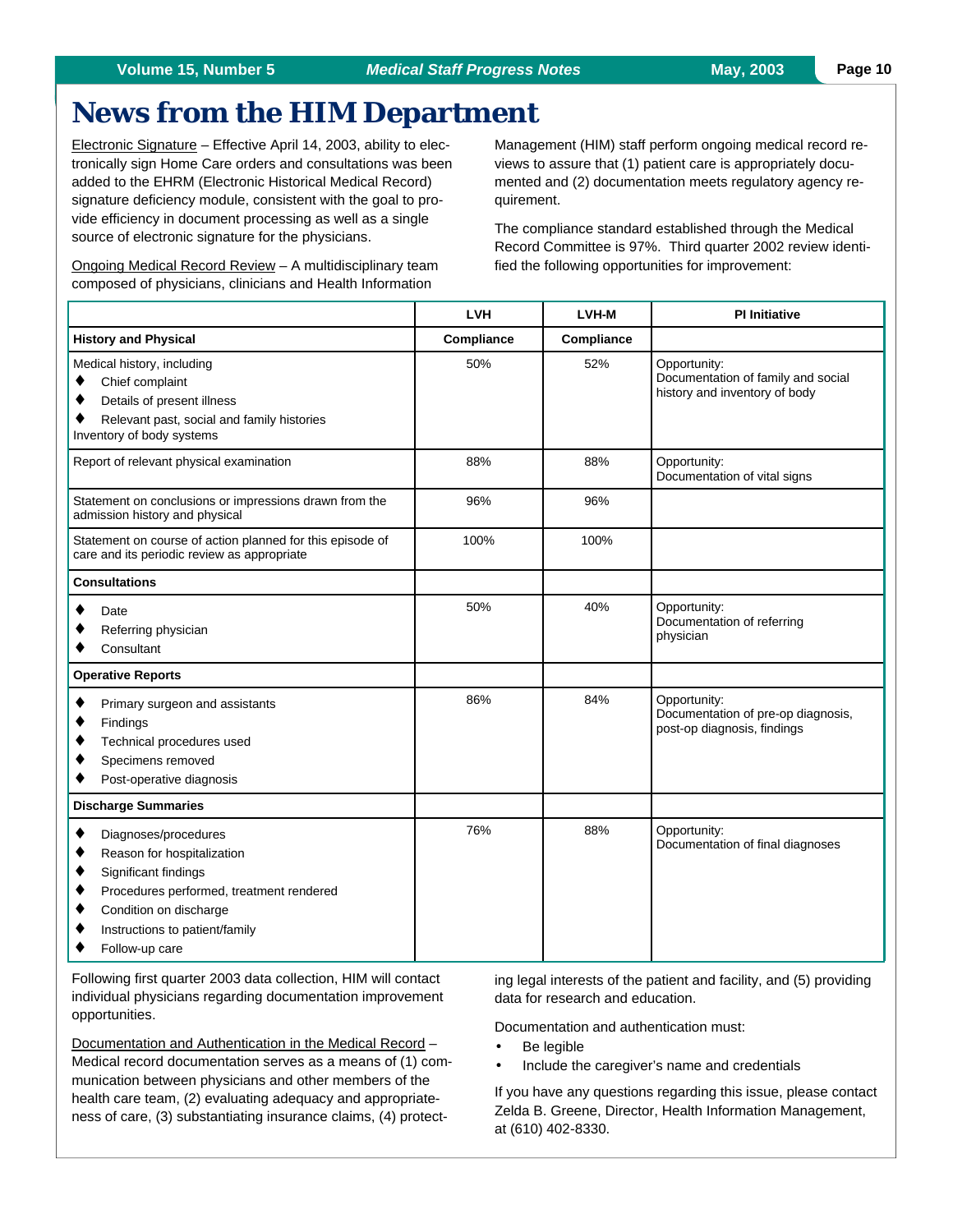# News from the HIM Department

Electronic Signature – Effective April 14, 2003, ability to electronically sign Home Care orders and consultations was been added to the EHRM (Electronic Historical Medical Record) signature deficiency module, consistent with the goal to provide efficiency in document processing as well as a single source of electronic signature for the physicians.

Ongoing Medical Record Review – A multidisciplinary team composed of physicians, clinicians and Health Information Management (HIM) staff perform ongoing medical record reviews to assure that (1) patient care is appropriately documented and (2) documentation meets regulatory agency requirement.

The compliance standard established through the Medical Record Committee is 97%. Third quarter 2002 review identified the following opportunities for improvement:

| | LVH | LVH-M | PI Initiative |
|---|---|---|---|
| **History and Physical** | **Compliance** | **Compliance** | |
| Medical history, including<br>♦ Chief complaint<br>♦ Details of present illness<br>♦ Relevant past, social and family histories<br>Inventory of body systems | 50% | 52% | Opportunity:<br>Documentation of family and social history and inventory of body |
| Report of relevant physical examination | 88% | 88% | Opportunity:<br>Documentation of vital signs |
| Statement on conclusions or impressions drawn from the admission history and physical | 96% | 96% | |
| Statement on course of action planned for this episode of care and its periodic review as appropriate | 100% | 100% | |
| **Consultations** | | | |
| ♦ Date<br>♦ Referring physician<br>♦ Consultant | 50% | 40% | Opportunity:<br>Documentation of referring physician |
| **Operative Reports** | | | |
| ♦ Primary surgeon and assistants<br>♦ Findings<br>♦ Technical procedures used<br>♦ Specimens removed<br>♦ Post-operative diagnosis | 86% | 84% | Opportunity:<br>Documentation of pre-op diagnosis, post-op diagnosis, findings |
| **Discharge Summaries** | | | |
| ♦ Diagnoses/procedures<br>♦ Reason for hospitalization<br>♦ Significant findings<br>♦ Procedures performed, treatment rendered<br>♦ Condition on discharge<br>♦ Instructions to patient/family<br>♦ Follow-up care | 76% | 88% | Opportunity:<br>Documentation of final diagnoses |

Following first quarter 2003 data collection, HIM will contact individual physicians regarding documentation improvement opportunities.

Documentation and Authentication in the Medical Record – Medical record documentation serves as a means of (1) communication between physicians and other members of the health care team, (2) evaluating adequacy and appropriateness of care, (3) substantiating insurance claims, (4) protecting legal interests of the patient and facility, and (5) providing data for research and education.

Documentation and authentication must:

- Be legible
- Include the caregiver's name and credentials

If you have any questions regarding this issue, please contact Zelda B. Greene, Director, Health Information Management, at (610) 402-8330.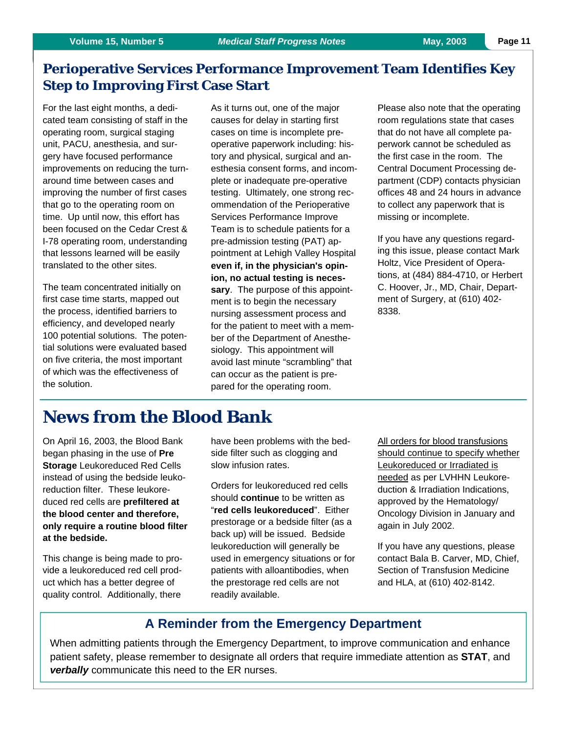## Perioperative Services Performance Improvement Team Identifies Key Step to Improving First Case Start

For the last eight months, a dedicated team consisting of staff in the operating room, surgical staging unit, PACU, anesthesia, and surgery have focused performance improvements on reducing the turnaround time between cases and improving the number of first cases that go to the operating room on time. Up until now, this effort has been focused on the Cedar Crest & I-78 operating room, understanding that lessons learned will be easily translated to the other sites.

The team concentrated initially on first case time starts, mapped out the process, identified barriers to efficiency, and developed nearly 100 potential solutions. The potential solutions were evaluated based on five criteria, the most important of which was the effectiveness of the solution.

As it turns out, one of the major causes for delay in starting first cases on time is incomplete pre-operative paperwork including: history and physical, surgical and anesthesia consent forms, and incomplete or inadequate pre-operative testing. Ultimately, one strong recommendation of the Perioperative Services Performance Improve Team is to schedule patients for a pre-admission testing (PAT) appointment at Lehigh Valley Hospital **even if, in the physician's opinion, no actual testing is necessary**. The purpose of this appointment is to begin the necessary nursing assessment process and for the patient to meet with a member of the Department of Anesthesiology. This appointment will avoid last minute "scrambling" that can occur as the patient is prepared for the operating room.

Please also note that the operating room regulations state that cases that do not have all complete paperwork cannot be scheduled as the first case in the room. The Central Document Processing department (CDP) contacts physician offices 48 and 24 hours in advance to collect any paperwork that is missing or incomplete.

If you have any questions regarding this issue, please contact Mark Holtz, Vice President of Operations, at (484) 884-4710, or Herbert C. Hoover, Jr., MD, Chair, Department of Surgery, at (610) 402-8338.

# News from the Blood Bank

On April 16, 2003, the Blood Bank began phasing in the use of **Pre Storage** Leukoreduced Red Cells instead of using the bedside leukoreduction filter. These leukoreduced red cells are **prefiltered at the blood center and therefore, only require a routine blood filter at the bedside.**

This change is being made to provide a leukoreduced red cell product which has a better degree of quality control. Additionally, there have been problems with the bedside filter such as clogging and slow infusion rates.

Orders for leukoreduced red cells should **continue** to be written as "**red cells leukoreduced**". Either prestorage or a bedside filter (as a back up) will be issued. Bedside leukoreduction will generally be used in emergency situations or for patients with alloantibodies, when the prestorage red cells are not readily available.

<u>All orders for blood transfusions should continue to specify whether Leukoreduced or Irradiated is needed</u> as per LVHHN Leukoreduction & Irradiation Indications, approved by the Hematology/Oncology Division in January and again in July 2002.

If you have any questions, please contact Bala B. Carver, MD, Chief, Section of Transfusion Medicine and HLA, at (610) 402-8142.

### A Reminder from the Emergency Department

When admitting patients through the Emergency Department, to improve communication and enhance patient safety, please remember to designate all orders that require immediate attention as **STAT**, and ***verbally*** communicate this need to the ER nurses.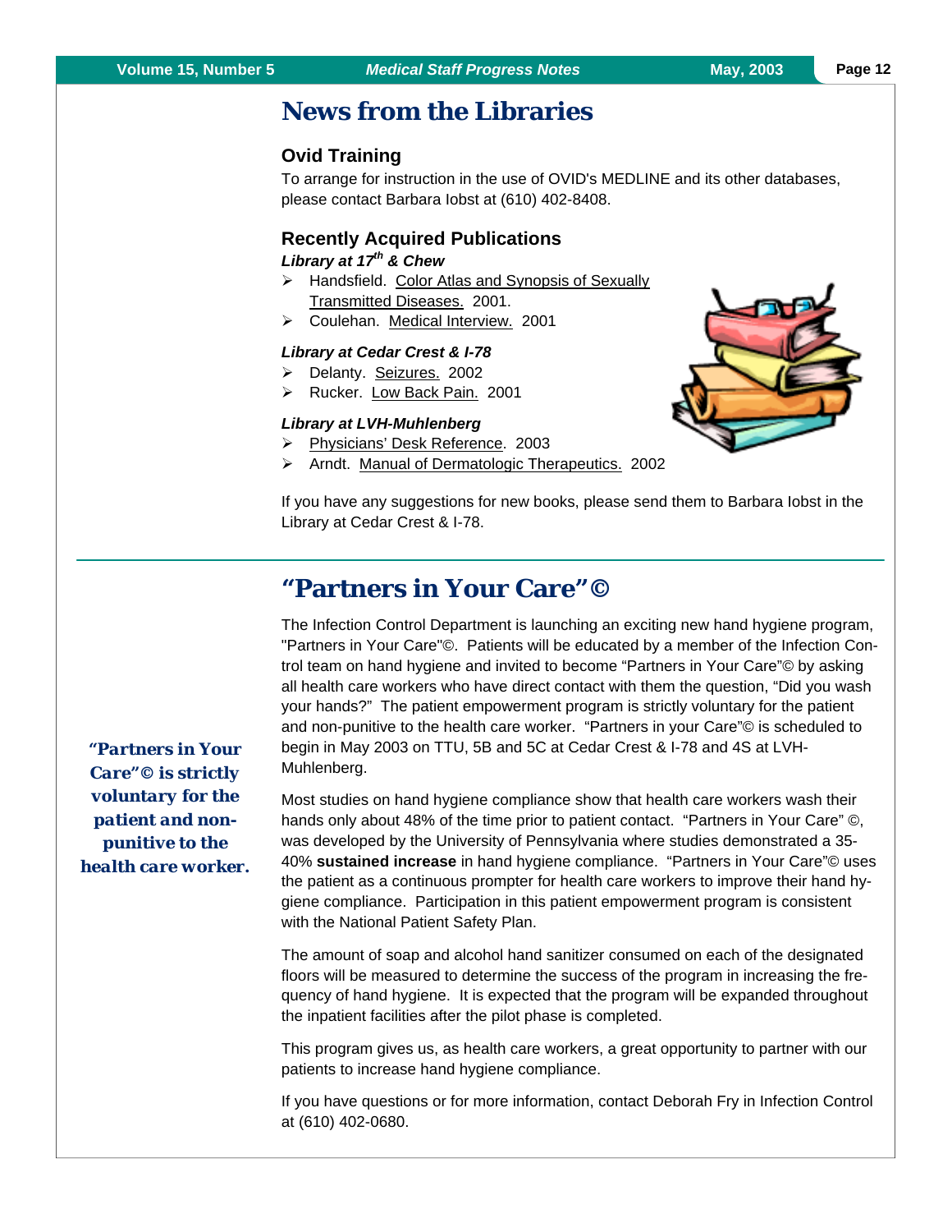# News from the Libraries

### Ovid Training

To arrange for instruction in the use of OVID's MEDLINE and its other databases, please contact Barbara Iobst at (610) 402-8408.

### Recently Acquired Publications

***Library at 17th & Chew***

- Handsfield. Color Atlas and Synopsis of Sexually Transmitted Diseases. 2001.
- Coulehan. Medical Interview. 2001

***Library at Cedar Crest & I-78***

- Delanty. Seizures. 2002
- Rucker. Low Back Pain. 2001

***Library at LVH-Muhlenberg***

- Physicians' Desk Reference. 2003
- Arndt. Manual of Dermatologic Therapeutics. 2002

If you have any suggestions for new books, please send them to Barbara Iobst in the Library at Cedar Crest & I-78.

---

# "Partners in Your Care"©

The Infection Control Department is launching an exciting new hand hygiene program, "Partners in Your Care"©. Patients will be educated by a member of the Infection Control team on hand hygiene and invited to become "Partners in Your Care"© by asking all health care workers who have direct contact with them the question, "Did you wash your hands?" The patient empowerment program is strictly voluntary for the patient and non-punitive to the health care worker. "Partners in your Care"© is scheduled to begin in May 2003 on TTU, 5B and 5C at Cedar Crest & I-78 and 4S at LVH-Muhlenberg.

***"Partners in Your Care"© is strictly voluntary for the patient and non-punitive to the health care worker.***

Most studies on hand hygiene compliance show that health care workers wash their hands only about 48% of the time prior to patient contact. "Partners in Your Care" ©, was developed by the University of Pennsylvania where studies demonstrated a 35-40% **sustained increase** in hand hygiene compliance. "Partners in Your Care"© uses the patient as a continuous prompter for health care workers to improve their hand hygiene compliance. Participation in this patient empowerment program is consistent with the National Patient Safety Plan.

The amount of soap and alcohol hand sanitizer consumed on each of the designated floors will be measured to determine the success of the program in increasing the frequency of hand hygiene. It is expected that the program will be expanded throughout the inpatient facilities after the pilot phase is completed.

This program gives us, as health care workers, a great opportunity to partner with our patients to increase hand hygiene compliance.

If you have questions or for more information, contact Deborah Fry in Infection Control at (610) 402-0680.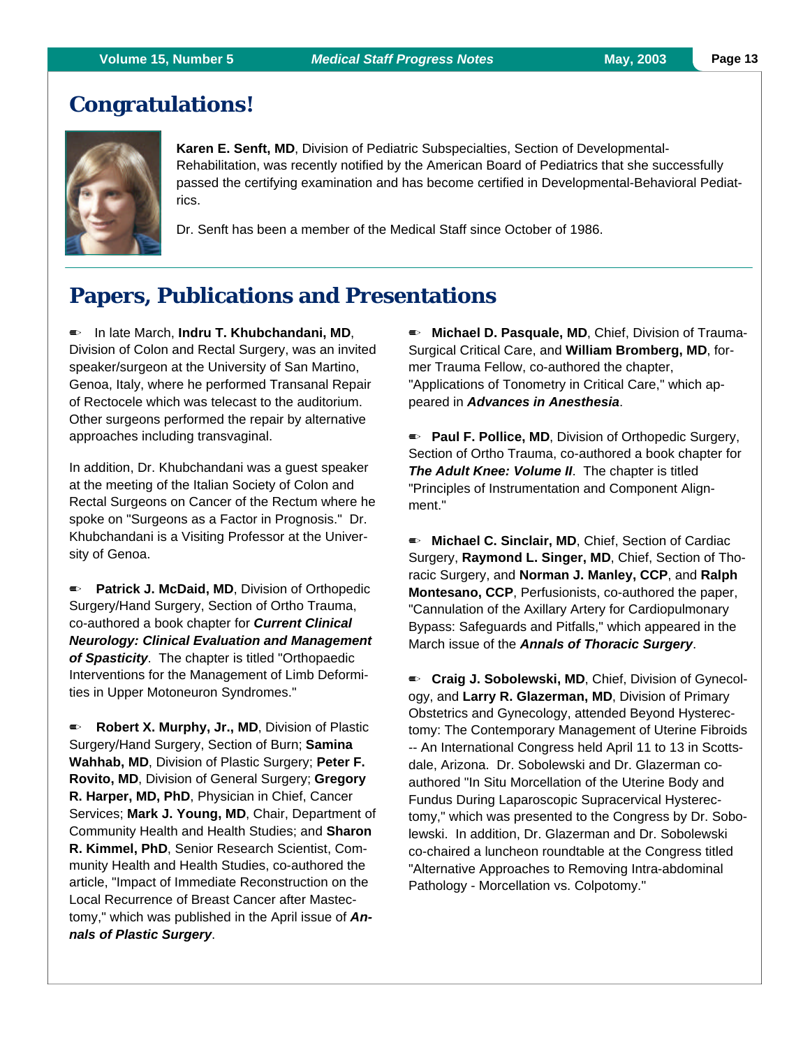## Congratulations!

**Karen E. Senft, MD**, Division of Pediatric Subspecialties, Section of Developmental-Rehabilitation, was recently notified by the American Board of Pediatrics that she successfully passed the certifying examination and has become certified in Developmental-Behavioral Pediatrics.

Dr. Senft has been a member of the Medical Staff since October of 1986.

---

## Papers, Publications and Presentations

- In late March, **Indru T. Khubchandani, MD**, Division of Colon and Rectal Surgery, was an invited speaker/surgeon at the University of San Martino, Genoa, Italy, where he performed Transanal Repair of Rectocele which was telecast to the auditorium. Other surgeons performed the repair by alternative approaches including transvaginal.

  In addition, Dr. Khubchandani was a guest speaker at the meeting of the Italian Society of Colon and Rectal Surgeons on Cancer of the Rectum where he spoke on "Surgeons as a Factor in Prognosis." Dr. Khubchandani is a Visiting Professor at the University of Genoa.

- **Patrick J. McDaid, MD**, Division of Orthopedic Surgery/Hand Surgery, Section of Ortho Trauma, co-authored a book chapter for ***Current Clinical Neurology: Clinical Evaluation and Management of Spasticity***. The chapter is titled "Orthopaedic Interventions for the Management of Limb Deformities in Upper Motoneuron Syndromes."

- **Robert X. Murphy, Jr., MD**, Division of Plastic Surgery/Hand Surgery, Section of Burn; **Samina Wahhab, MD**, Division of Plastic Surgery; **Peter F. Rovito, MD**, Division of General Surgery; **Gregory R. Harper, MD, PhD**, Physician in Chief, Cancer Services; **Mark J. Young, MD**, Chair, Department of Community Health and Health Studies; and **Sharon R. Kimmel, PhD**, Senior Research Scientist, Community Health and Health Studies, co-authored the article, "Impact of Immediate Reconstruction on the Local Recurrence of Breast Cancer after Mastectomy," which was published in the April issue of ***Annals of Plastic Surgery***.

- **Michael D. Pasquale, MD**, Chief, Division of Trauma-Surgical Critical Care, and **William Bromberg, MD**, former Trauma Fellow, co-authored the chapter, "Applications of Tonometry in Critical Care," which appeared in ***Advances in Anesthesia***.

- **Paul F. Pollice, MD**, Division of Orthopedic Surgery, Section of Ortho Trauma, co-authored a book chapter for ***The Adult Knee: Volume II***. The chapter is titled "Principles of Instrumentation and Component Alignment."

- **Michael C. Sinclair, MD**, Chief, Section of Cardiac Surgery, **Raymond L. Singer, MD**, Chief, Section of Thoracic Surgery, and **Norman J. Manley, CCP**, and **Ralph Montesano, CCP**, Perfusionists, co-authored the paper, "Cannulation of the Axillary Artery for Cardiopulmonary Bypass: Safeguards and Pitfalls," which appeared in the March issue of the ***Annals of Thoracic Surgery***.

- **Craig J. Sobolewski, MD**, Chief, Division of Gynecology, and **Larry R. Glazerman, MD**, Division of Primary Obstetrics and Gynecology, attended Beyond Hysterectomy: The Contemporary Management of Uterine Fibroids -- An International Congress held April 11 to 13 in Scottsdale, Arizona. Dr. Sobolewski and Dr. Glazerman co-authored "In Situ Morcellation of the Uterine Body and Fundus During Laparoscopic Supracervical Hysterectomy," which was presented to the Congress by Dr. Sobolewski. In addition, Dr. Glazerman and Dr. Sobolewski co-chaired a luncheon roundtable at the Congress titled "Alternative Approaches to Removing Intra-abdominal Pathology - Morcellation vs. Colpotomy."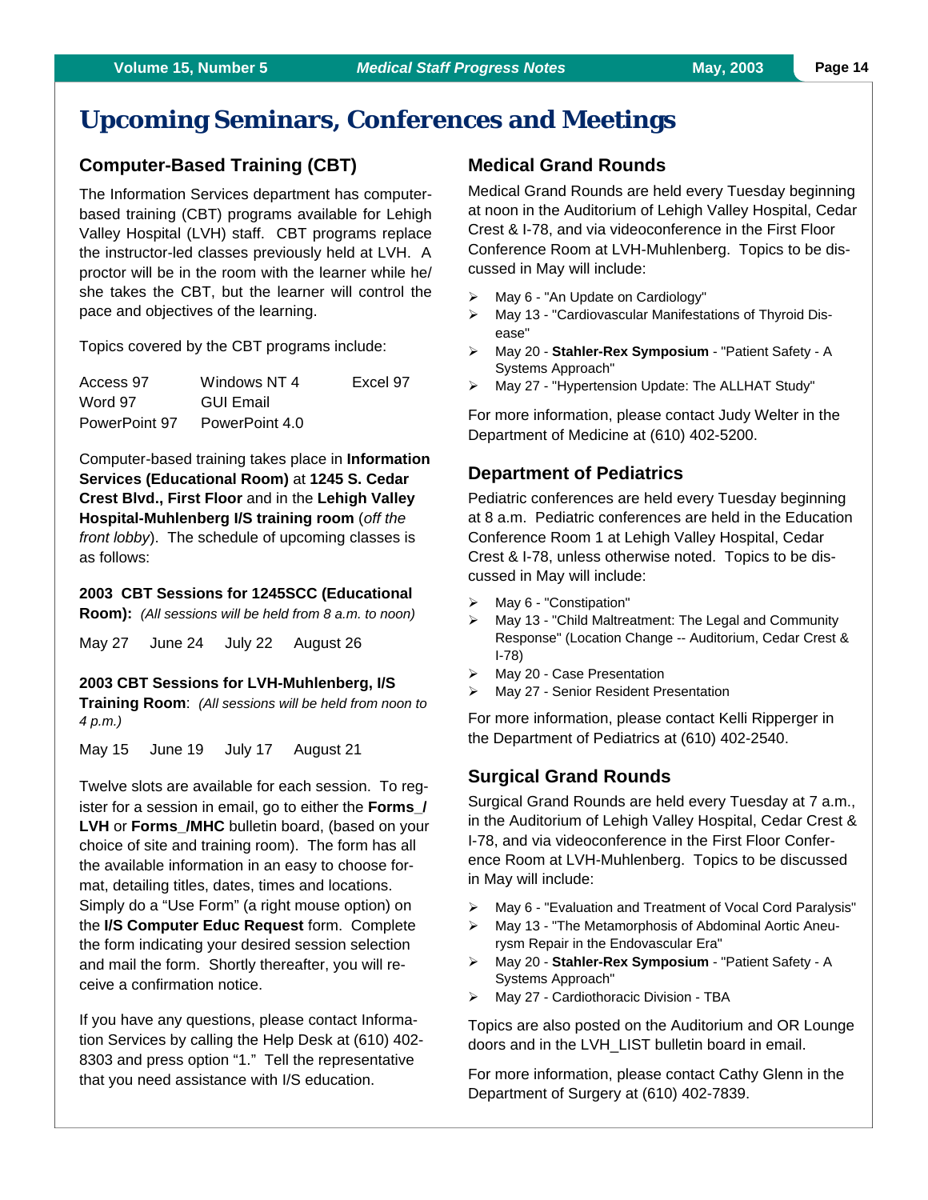# Upcoming Seminars, Conferences and Meetings

## Computer-Based Training (CBT)

The Information Services department has computer-based training (CBT) programs available for Lehigh Valley Hospital (LVH) staff. CBT programs replace the instructor-led classes previously held at LVH. A proctor will be in the room with the learner while he/she takes the CBT, but the learner will control the pace and objectives of the learning.

Topics covered by the CBT programs include:

| | | |
|---|---|---|
| Access 97 | Windows NT 4 | Excel 97 |
| Word 97 | GUI Email | |
| PowerPoint 97 | PowerPoint 4.0 | |

Computer-based training takes place in **Information Services (Educational Room)** at **1245 S. Cedar Crest Blvd., First Floor** and in the **Lehigh Valley Hospital-Muhlenberg I/S training room** (*off the front lobby*). The schedule of upcoming classes is as follows:

**2003 CBT Sessions for 1245SCC (Educational Room):** *(All sessions will be held from 8 a.m. to noon)*

May 27 June 24 July 22 August 26

**2003 CBT Sessions for LVH-Muhlenberg, I/S Training Room**: *(All sessions will be held from noon to 4 p.m.)*

May 15 June 19 July 17 August 21

Twelve slots are available for each session. To register for a session in email, go to either the **Forms_/LVH** or **Forms_/MHC** bulletin board, (based on your choice of site and training room). The form has all the available information in an easy to choose format, detailing titles, dates, times and locations. Simply do a "Use Form" (a right mouse option) on the **I/S Computer Educ Request** form. Complete the form indicating your desired session selection and mail the form. Shortly thereafter, you will receive a confirmation notice.

If you have any questions, please contact Information Services by calling the Help Desk at (610) 402-8303 and press option "1." Tell the representative that you need assistance with I/S education.

## Medical Grand Rounds

Medical Grand Rounds are held every Tuesday beginning at noon in the Auditorium of Lehigh Valley Hospital, Cedar Crest & I-78, and via videoconference in the First Floor Conference Room at LVH-Muhlenberg. Topics to be discussed in May will include:

- May 6 - "An Update on Cardiology"
- May 13 - "Cardiovascular Manifestations of Thyroid Disease"
- May 20 - **Stahler-Rex Symposium** - "Patient Safety - A Systems Approach"
- May 27 - "Hypertension Update: The ALLHAT Study"

For more information, please contact Judy Welter in the Department of Medicine at (610) 402-5200.

## Department of Pediatrics

Pediatric conferences are held every Tuesday beginning at 8 a.m. Pediatric conferences are held in the Education Conference Room 1 at Lehigh Valley Hospital, Cedar Crest & I-78, unless otherwise noted. Topics to be discussed in May will include:

- May 6 - "Constipation"
- May 13 - "Child Maltreatment: The Legal and Community Response" (Location Change -- Auditorium, Cedar Crest & I-78)
- May 20 - Case Presentation
- May 27 - Senior Resident Presentation

For more information, please contact Kelli Ripperger in the Department of Pediatrics at (610) 402-2540.

## Surgical Grand Rounds

Surgical Grand Rounds are held every Tuesday at 7 a.m., in the Auditorium of Lehigh Valley Hospital, Cedar Crest & I-78, and via videoconference in the First Floor Conference Room at LVH-Muhlenberg. Topics to be discussed in May will include:

- May 6 - "Evaluation and Treatment of Vocal Cord Paralysis"
- May 13 - "The Metamorphosis of Abdominal Aortic Aneurysm Repair in the Endovascular Era"
- May 20 - **Stahler-Rex Symposium** - "Patient Safety - A Systems Approach"
- May 27 - Cardiothoracic Division - TBA

Topics are also posted on the Auditorium and OR Lounge doors and in the LVH_LIST bulletin board in email.

For more information, please contact Cathy Glenn in the Department of Surgery at (610) 402-7839.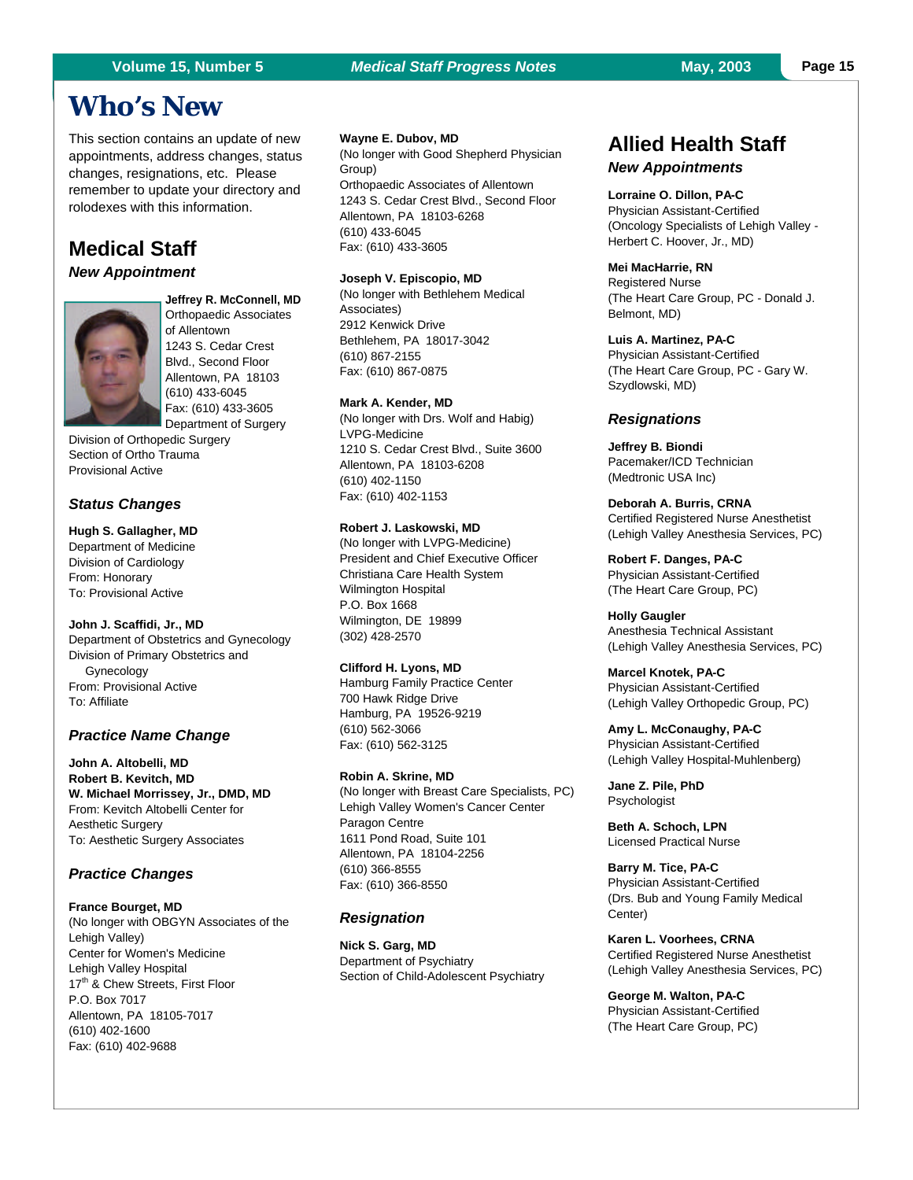# Who's New

This section contains an update of new appointments, address changes, status changes, resignations, etc. Please remember to update your directory and rolodexes with this information.

## Medical Staff

### *New Appointment*

**Jeffrey R. McConnell, MD**
Orthopaedic Associates of Allentown
1243 S. Cedar Crest Blvd., Second Floor
Allentown, PA 18103
(610) 433-6045
Fax: (610) 433-3605
Department of Surgery
Division of Orthopedic Surgery
Section of Ortho Trauma
Provisional Active

### *Status Changes*

**Hugh S. Gallagher, MD**
Department of Medicine
Division of Cardiology
From: Honorary
To: Provisional Active

**John J. Scaffidi, Jr., MD**
Department of Obstetrics and Gynecology
Division of Primary Obstetrics and Gynecology
From: Provisional Active
To: Affiliate

### *Practice Name Change*

**John A. Altobelli, MD**
**Robert B. Kevitch, MD**
**W. Michael Morrissey, Jr., DMD, MD**
From: Kevitch Altobelli Center for Aesthetic Surgery
To: Aesthetic Surgery Associates

### *Practice Changes*

**France Bourget, MD**
(No longer with OBGYN Associates of the Lehigh Valley)
Center for Women's Medicine
Lehigh Valley Hospital
17th & Chew Streets, First Floor
P.O. Box 7017
Allentown, PA 18105-7017
(610) 402-1600
Fax: (610) 402-9688

**Wayne E. Dubov, MD**
(No longer with Good Shepherd Physician Group)
Orthopaedic Associates of Allentown
1243 S. Cedar Crest Blvd., Second Floor
Allentown, PA 18103-6268
(610) 433-6045
Fax: (610) 433-3605

**Joseph V. Episcopio, MD**
(No longer with Bethlehem Medical Associates)
2912 Kenwick Drive
Bethlehem, PA 18017-3042
(610) 867-2155
Fax: (610) 867-0875

**Mark A. Kender, MD**
(No longer with Drs. Wolf and Habig)
LVPG-Medicine
1210 S. Cedar Crest Blvd., Suite 3600
Allentown, PA 18103-6208
(610) 402-1150
Fax: (610) 402-1153

**Robert J. Laskowski, MD**
(No longer with LVPG-Medicine)
President and Chief Executive Officer
Christiana Care Health System
Wilmington Hospital
P.O. Box 1668
Wilmington, DE 19899
(302) 428-2570

**Clifford H. Lyons, MD**
Hamburg Family Practice Center
700 Hawk Ridge Drive
Hamburg, PA 19526-9219
(610) 562-3066
Fax: (610) 562-3125

**Robin A. Skrine, MD**
(No longer with Breast Care Specialists, PC)
Lehigh Valley Women's Cancer Center
Paragon Centre
1611 Pond Road, Suite 101
Allentown, PA 18104-2256
(610) 366-8555
Fax: (610) 366-8550

### *Resignation*

**Nick S. Garg, MD**
Department of Psychiatry
Section of Child-Adolescent Psychiatry

## Allied Health Staff

### *New Appointments*

**Lorraine O. Dillon, PA-C**
Physician Assistant-Certified
(Oncology Specialists of Lehigh Valley - Herbert C. Hoover, Jr., MD)

**Mei MacHarrie, RN**
Registered Nurse
(The Heart Care Group, PC - Donald J. Belmont, MD)

**Luis A. Martinez, PA-C**
Physician Assistant-Certified
(The Heart Care Group, PC - Gary W. Szydlowski, MD)

### *Resignations*

**Jeffrey B. Biondi**
Pacemaker/ICD Technician
(Medtronic USA Inc)

**Deborah A. Burris, CRNA**
Certified Registered Nurse Anesthetist
(Lehigh Valley Anesthesia Services, PC)

**Robert F. Danges, PA-C**
Physician Assistant-Certified
(The Heart Care Group, PC)

**Holly Gaugler**
Anesthesia Technical Assistant
(Lehigh Valley Anesthesia Services, PC)

**Marcel Knotek, PA-C**
Physician Assistant-Certified
(Lehigh Valley Orthopedic Group, PC)

**Amy L. McConaughy, PA-C**
Physician Assistant-Certified
(Lehigh Valley Hospital-Muhlenberg)

**Jane Z. Pile, PhD**
Psychologist

**Beth A. Schoch, LPN**
Licensed Practical Nurse

**Barry M. Tice, PA-C**
Physician Assistant-Certified
(Drs. Bub and Young Family Medical Center)

**Karen L. Voorhees, CRNA**
Certified Registered Nurse Anesthetist
(Lehigh Valley Anesthesia Services, PC)

**George M. Walton, PA-C**
Physician Assistant-Certified
(The Heart Care Group, PC)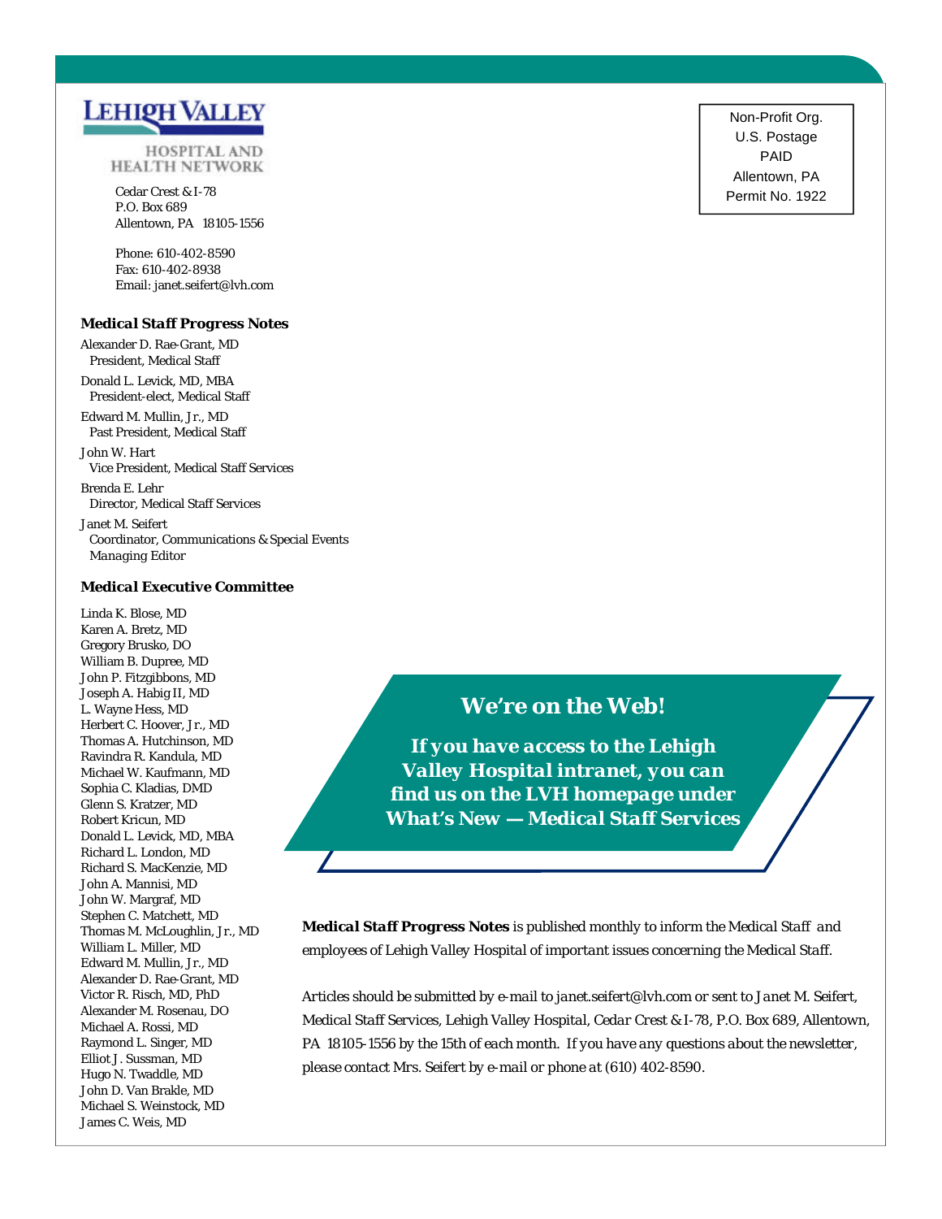LEHIGH VALLEY

HOSPITAL AND
HEALTH NETWORK

Cedar Crest & I-78
P.O. Box 689
Allentown, PA 18105-1556

Phone: 610-402-8590
Fax: 610-402-8938
Email: janet.seifert@lvh.com

Non-Profit Org.
U.S. Postage
PAID
Allentown, PA
Permit No. 1922

### *Medical Staff Progress Notes*

Alexander D. Rae-Grant, MD
President, Medical Staff

Donald L. Levick, MD, MBA
President-elect, Medical Staff

Edward M. Mullin, Jr., MD
Past President, Medical Staff

John W. Hart
Vice President, Medical Staff Services

Brenda E. Lehr
Director, Medical Staff Services

Janet M. Seifert
Coordinator, Communications & Special Events
*Managing Editor*

### *Medical Executive Committee*

Linda K. Blose, MD
Karen A. Bretz, MD
Gregory Brusko, DO
William B. Dupree, MD
John P. Fitzgibbons, MD
Joseph A. Habig II, MD
L. Wayne Hess, MD
Herbert C. Hoover, Jr., MD
Thomas A. Hutchinson, MD
Ravindra R. Kandula, MD
Michael W. Kaufmann, MD
Sophia C. Kladias, DMD
Glenn S. Kratzer, MD
Robert Kricun, MD
Donald L. Levick, MD, MBA
Richard L. London, MD
Richard S. MacKenzie, MD
John A. Mannisi, MD
John W. Margraf, MD
Stephen C. Matchett, MD
Thomas M. McLoughlin, Jr., MD
William L. Miller, MD
Edward M. Mullin, Jr., MD
Alexander D. Rae-Grant, MD
Victor R. Risch, MD, PhD
Alexander M. Rosenau, DO
Michael A. Rossi, MD
Raymond L. Singer, MD
Elliot J. Sussman, MD
Hugo N. Twaddle, MD
John D. Van Brakle, MD
Michael S. Weinstock, MD
James C. Weis, MD

## *We're on the Web!*

***If you have access to the Lehigh Valley Hospital intranet, you can find us on the LVH homepage under What's New — Medical Staff Services***

***Medical Staff Progress Notes*** *is published monthly to inform the Medical Staff and employees of Lehigh Valley Hospital of important issues concerning the Medical Staff.*

*Articles should be submitted by e-mail to janet.seifert@lvh.com or sent to Janet M. Seifert, Medical Staff Services, Lehigh Valley Hospital, Cedar Crest & I-78, P.O. Box 689, Allentown, PA 18105-1556 by the 15th of each month. If you have any questions about the newsletter, please contact Mrs. Seifert by e-mail or phone at (610) 402-8590.*